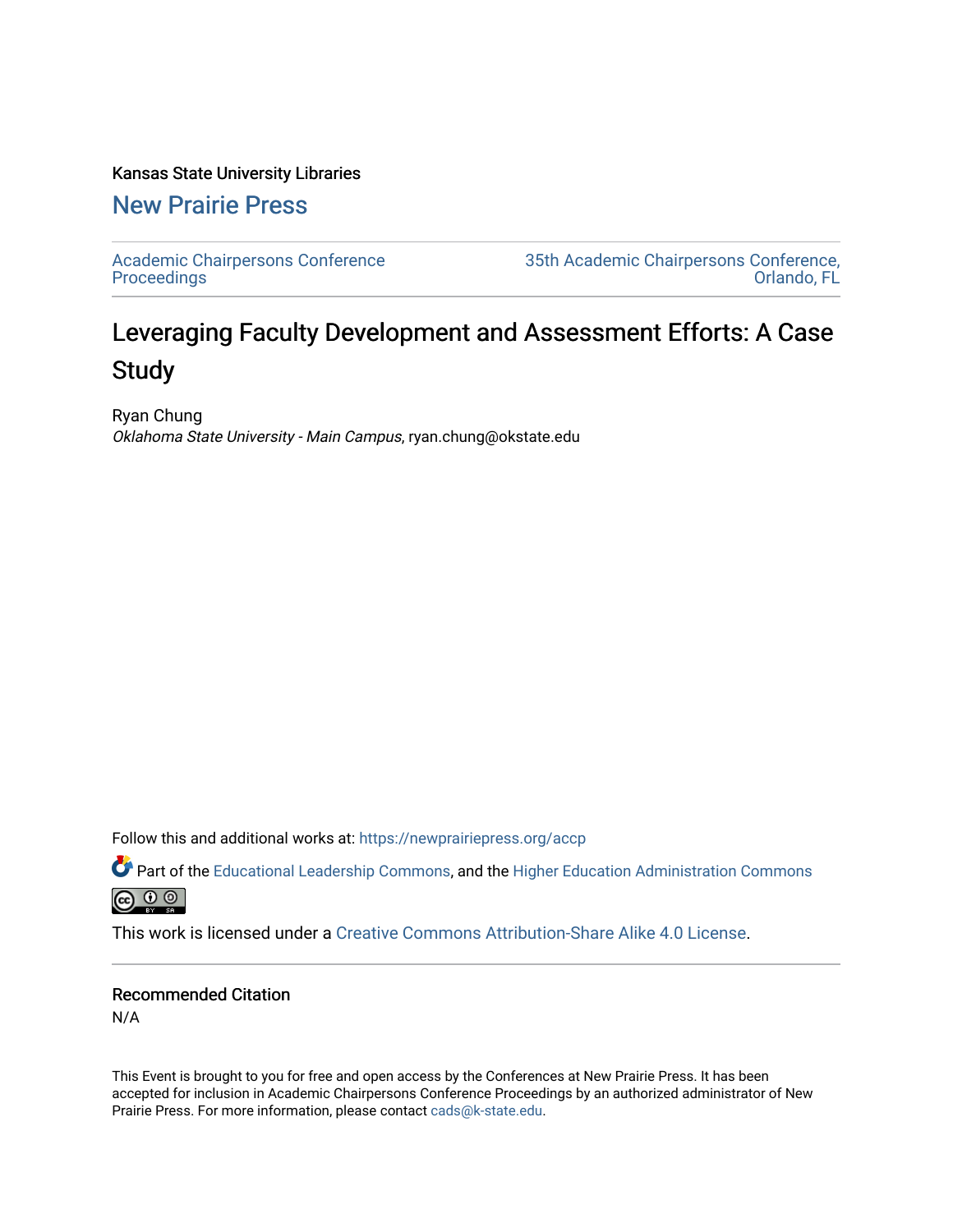Kansas State University Libraries

## New Prairie Press

Academic Chairpersons Conference Proceedings

35th Academic Chairpersons Conference, Orlando, FL

# Leveraging Faculty Development and Assessment Efforts: A Case Study

Ryan Chung

*Oklahoma State University - Main Campus*, ryan.chung@okstate.edu

Follow this and additional works at: https://newprairiepress.org/accp

Part of the Educational Leadership Commons, and the Higher Education Administration Commons

This work is licensed under a Creative Commons Attribution-Share Alike 4.0 License.

### Recommended Citation

N/A

This Event is brought to you for free and open access by the Conferences at New Prairie Press. It has been accepted for inclusion in Academic Chairpersons Conference Proceedings by an authorized administrator of New Prairie Press. For more information, please contact cads@k-state.edu.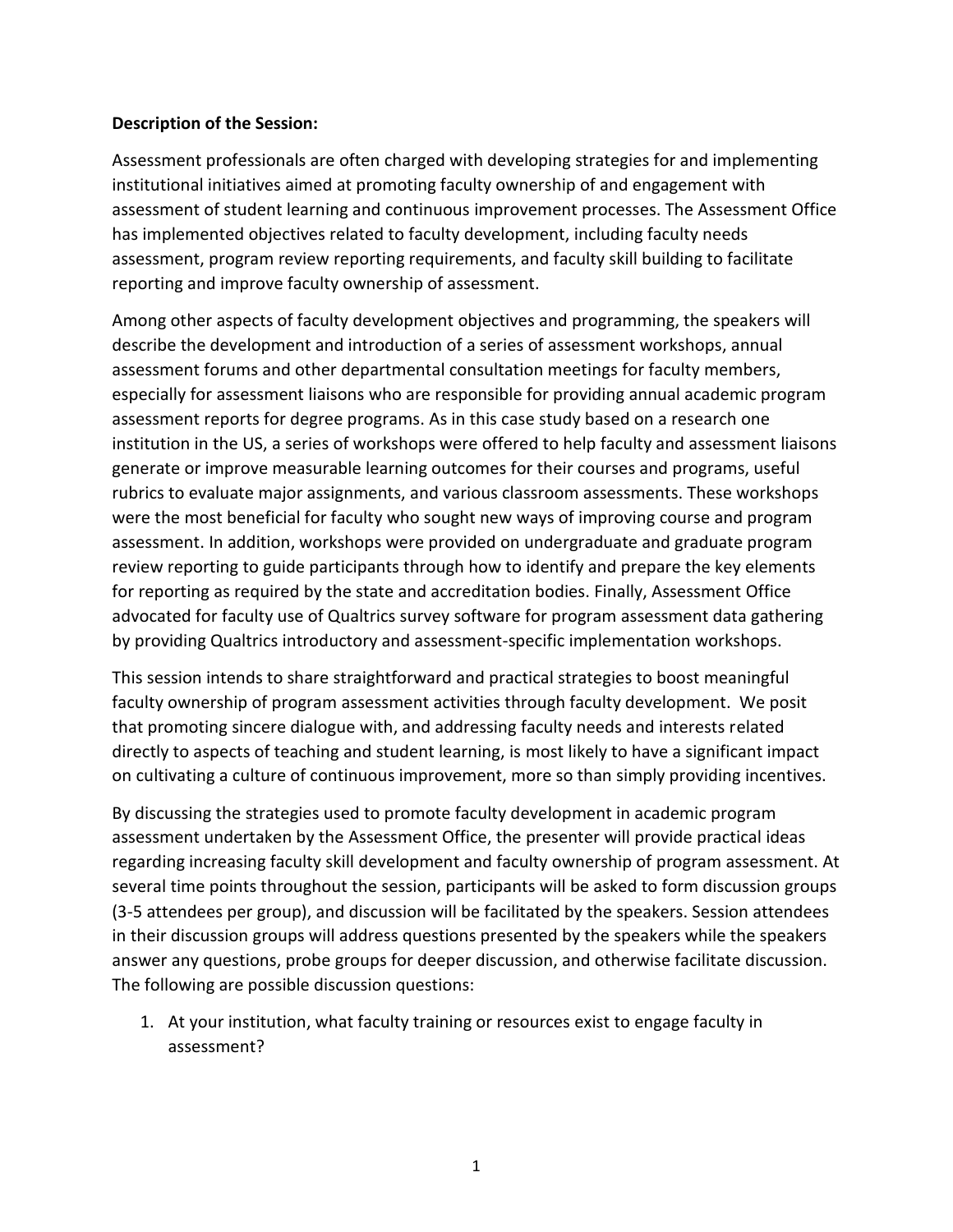**Description of the Session:**

Assessment professionals are often charged with developing strategies for and implementing institutional initiatives aimed at promoting faculty ownership of and engagement with assessment of student learning and continuous improvement processes. The Assessment Office has implemented objectives related to faculty development, including faculty needs assessment, program review reporting requirements, and faculty skill building to facilitate reporting and improve faculty ownership of assessment.

Among other aspects of faculty development objectives and programming, the speakers will describe the development and introduction of a series of assessment workshops, annual assessment forums and other departmental consultation meetings for faculty members, especially for assessment liaisons who are responsible for providing annual academic program assessment reports for degree programs. As in this case study based on a research one institution in the US, a series of workshops were offered to help faculty and assessment liaisons generate or improve measurable learning outcomes for their courses and programs, useful rubrics to evaluate major assignments, and various classroom assessments. These workshops were the most beneficial for faculty who sought new ways of improving course and program assessment. In addition, workshops were provided on undergraduate and graduate program review reporting to guide participants through how to identify and prepare the key elements for reporting as required by the state and accreditation bodies. Finally, Assessment Office advocated for faculty use of Qualtrics survey software for program assessment data gathering by providing Qualtrics introductory and assessment-specific implementation workshops.

This session intends to share straightforward and practical strategies to boost meaningful faculty ownership of program assessment activities through faculty development. We posit that promoting sincere dialogue with, and addressing faculty needs and interests related directly to aspects of teaching and student learning, is most likely to have a significant impact on cultivating a culture of continuous improvement, more so than simply providing incentives.

By discussing the strategies used to promote faculty development in academic program assessment undertaken by the Assessment Office, the presenter will provide practical ideas regarding increasing faculty skill development and faculty ownership of program assessment. At several time points throughout the session, participants will be asked to form discussion groups (3-5 attendees per group), and discussion will be facilitated by the speakers. Session attendees in their discussion groups will address questions presented by the speakers while the speakers answer any questions, probe groups for deeper discussion, and otherwise facilitate discussion. The following are possible discussion questions:

1. At your institution, what faculty training or resources exist to engage faculty in assessment?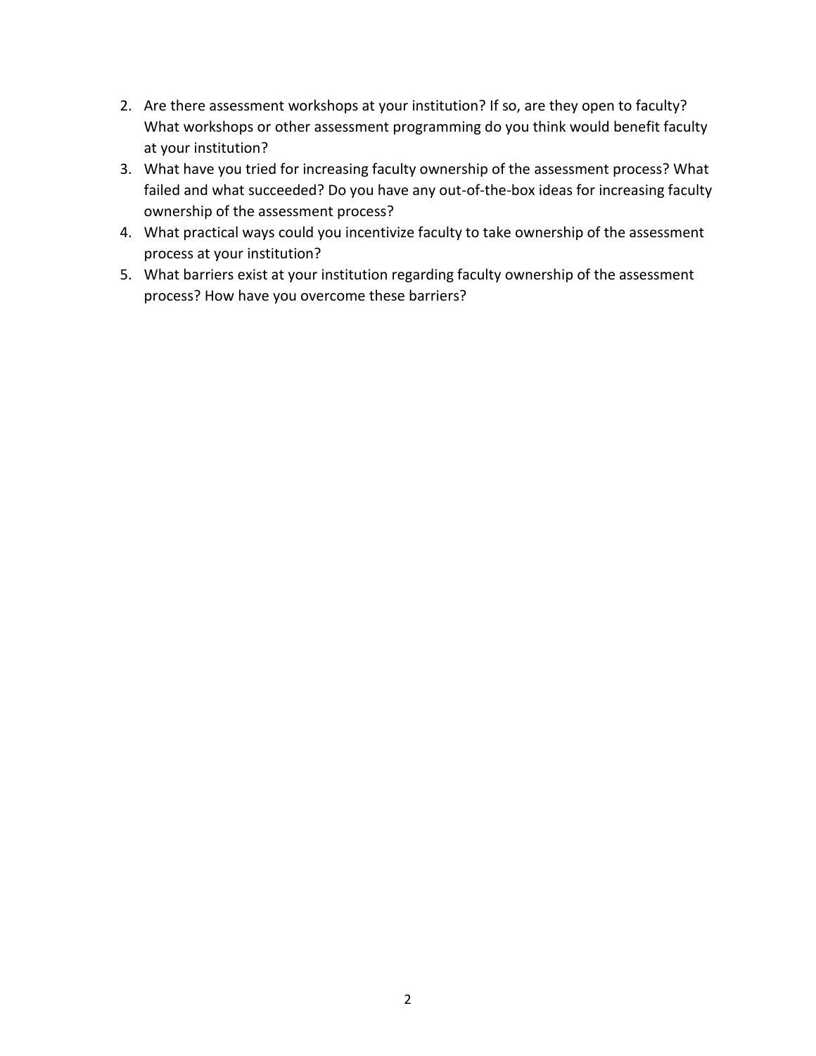2. Are there assessment workshops at your institution? If so, are they open to faculty? What workshops or other assessment programming do you think would benefit faculty at your institution?
3. What have you tried for increasing faculty ownership of the assessment process? What failed and what succeeded? Do you have any out-of-the-box ideas for increasing faculty ownership of the assessment process?
4. What practical ways could you incentivize faculty to take ownership of the assessment process at your institution?
5. What barriers exist at your institution regarding faculty ownership of the assessment process? How have you overcome these barriers?